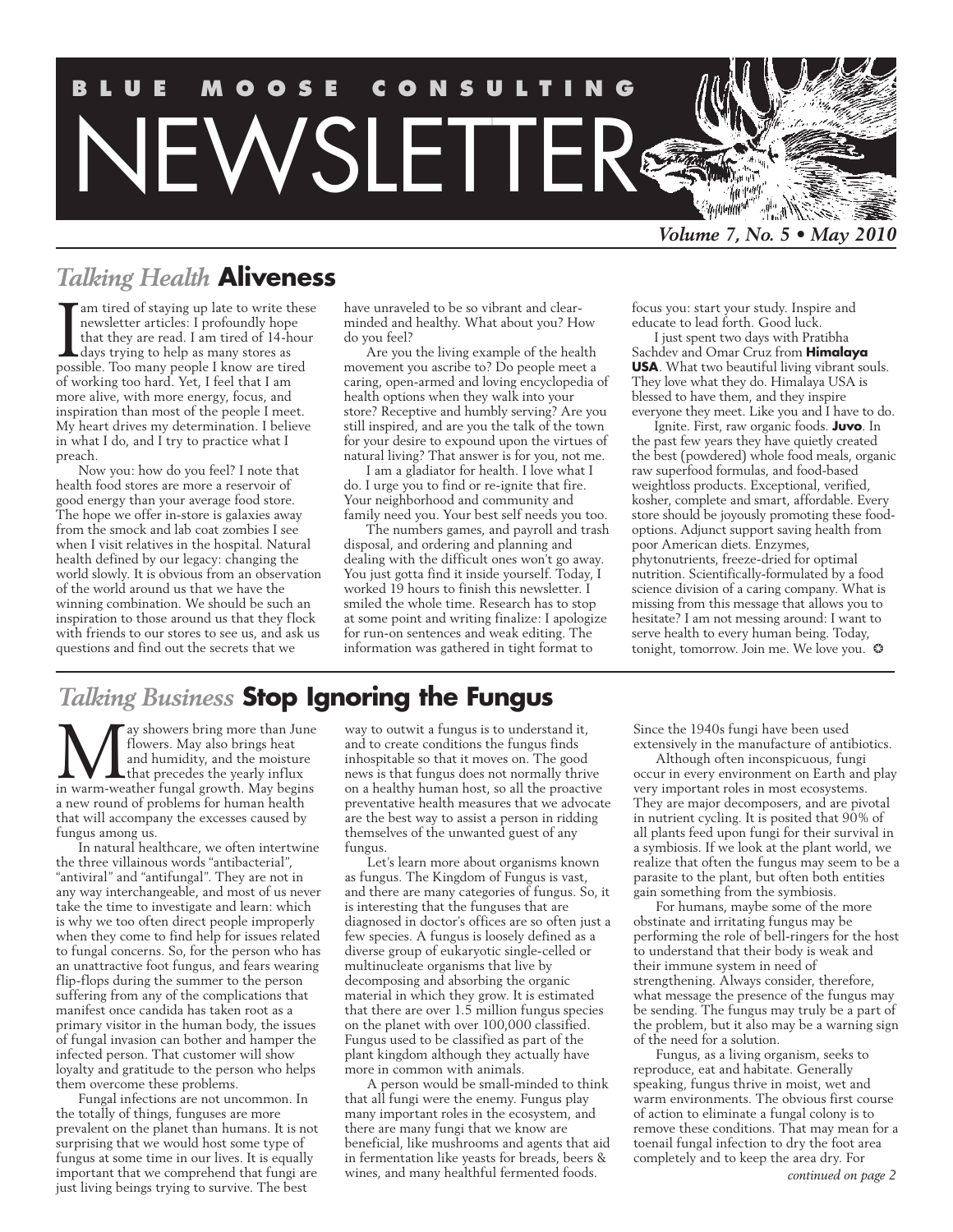# BLUE MOOSE CONSULTING NEWSLETTER

*Volume 7, No. 5 • May 2010*

## *Talking Health* **Aliveness**

I am tired of staying up late to write these newsletter articles: I profoundly hope that they are read. I am tired of 14-hour days trying to help as many stores as possible. Too many people I know are tired of working too hard. Yet, I feel that I am more alive, with more energy, focus, and inspiration than most of the people I meet. My heart drives my determination. I believe in what I do, and I try to practice what I preach.

Now you: how do you feel? I note that health food stores are more a reservoir of good energy than your average food store. The hope we offer in-store is galaxies away from the smock and lab coat zombies I see when I visit relatives in the hospital. Natural health defined by our legacy: changing the world slowly. It is obvious from an observation of the world around us that we have the winning combination. We should be such an inspiration to those around us that they flock with friends to our stores to see us, and ask us questions and find out the secrets that we have unraveled to be so vibrant and clear-minded and healthy. What about you? How do you feel?

Are you the living example of the health movement you ascribe to? Do people meet a caring, open-armed and loving encyclopedia of health options when they walk into your store? Receptive and humbly serving? Are you still inspired, and are you the talk of the town for your desire to expound upon the virtues of natural living? That answer is for you, not me.

I am a gladiator for health. I love what I do. I urge you to find or re-ignite that fire. Your neighborhood and community and family need you. Your best self needs you too.

The numbers games, and payroll and trash disposal, and ordering and planning and dealing with the difficult ones won't go away. You just gotta find it inside yourself. Today, I worked 19 hours to finish this newsletter. I smiled the whole time. Research has to stop at some point and writing finalize: I apologize for run-on sentences and weak editing. The information was gathered in tight format to focus you: start your study. Inspire and educate to lead forth. Good luck.

I just spent two days with Pratibha Sachdev and Omar Cruz from **Himalaya USA**. What two beautiful living vibrant souls. They love what they do. Himalaya USA is blessed to have them, and they inspire everyone they meet. Like you and I have to do.

Ignite. First, raw organic foods. **Juvo**. In the past few years they have quietly created the best (powdered) whole food meals, organic raw superfood formulas, and food-based weightloss products. Exceptional, verified, kosher, complete and smart, affordable. Every store should be joyously promoting these food-options. Adjunct support saving health from poor American diets. Enzymes, phytonutrients, freeze-dried for optimal nutrition. Scientifically-formulated by a food science division of a caring company. What is missing from this message that allows you to hesitate? I am not messing around: I want to serve health to every human being. Today, tonight, tomorrow. Join me. We love you. ✪

## *Talking Business* **Stop Ignoring the Fungus**

May showers bring more than June flowers. May also brings heat and humidity, and the moisture that precedes the yearly influx in warm-weather fungal growth. May begins a new round of problems for human health that will accompany the excesses caused by fungus among us.

In natural healthcare, we often intertwine the three villainous words "antibacterial", "antiviral" and "antifungal". They are not in any way interchangeable, and most of us never take the time to investigate and learn: which is why we too often direct people improperly when they come to find help for issues related to fungal concerns. So, for the person who has an unattractive foot fungus, and fears wearing flip-flops during the summer to the person suffering from any of the complications that manifest once candida has taken root as a primary visitor in the human body, the issues of fungal invasion can bother and hamper the infected person. That customer will show loyalty and gratitude to the person who helps them overcome these problems.

Fungal infections are not uncommon. In the totally of things, funguses are more prevalent on the planet than humans. It is not surprising that we would host some type of fungus at some time in our lives. It is equally important that we comprehend that fungi are just living beings trying to survive. The best way to outwit a fungus is to understand it, and to create conditions the fungus finds inhospitable so that it moves on. The good news is that fungus does not normally thrive on a healthy human host, so all the proactive preventative health measures that we advocate are the best way to assist a person in ridding themselves of the unwanted guest of any fungus.

Let's learn more about organisms known as fungus. The Kingdom of Fungus is vast, and there are many categories of fungus. So, it is interesting that the funguses that are diagnosed in doctor's offices are so often just a few species. A fungus is loosely defined as a diverse group of eukaryotic single-celled or multinucleate organisms that live by decomposing and absorbing the organic material in which they grow. It is estimated that there are over 1.5 million fungus species on the planet with over 100,000 classified. Fungus used to be classified as part of the plant kingdom although they actually have more in common with animals.

A person would be small-minded to think that all fungi were the enemy. Fungus play many important roles in the ecosystem, and there are many fungi that we know are beneficial, like mushrooms and agents that aid in fermentation like yeasts for breads, beers & wines, and many healthful fermented foods. Since the 1940s fungi have been used extensively in the manufacture of antibiotics.

Although often inconspicuous, fungi occur in every environment on Earth and play very important roles in most ecosystems. They are major decomposers, and are pivotal in nutrient cycling. It is posited that 90% of all plants feed upon fungi for their survival in a symbiosis. If we look at the plant world, we realize that often the fungus may seem to be a parasite to the plant, but often both entities gain something from the symbiosis.

For humans, maybe some of the more obstinate and irritating fungus may be performing the role of bell-ringers for the host to understand that their body is weak and their immune system in need of strengthening. Always consider, therefore, what message the presence of the fungus may be sending. The fungus may truly be a part of the problem, but it also may be a warning sign of the need for a solution.

Fungus, as a living organism, seeks to reproduce, eat and habitate. Generally speaking, fungus thrive in moist, wet and warm environments. The obvious first course of action to eliminate a fungal colony is to remove these conditions. That may mean for a toenail fungal infection to dry the foot area completely and to keep the area dry. For

*continued on page 2*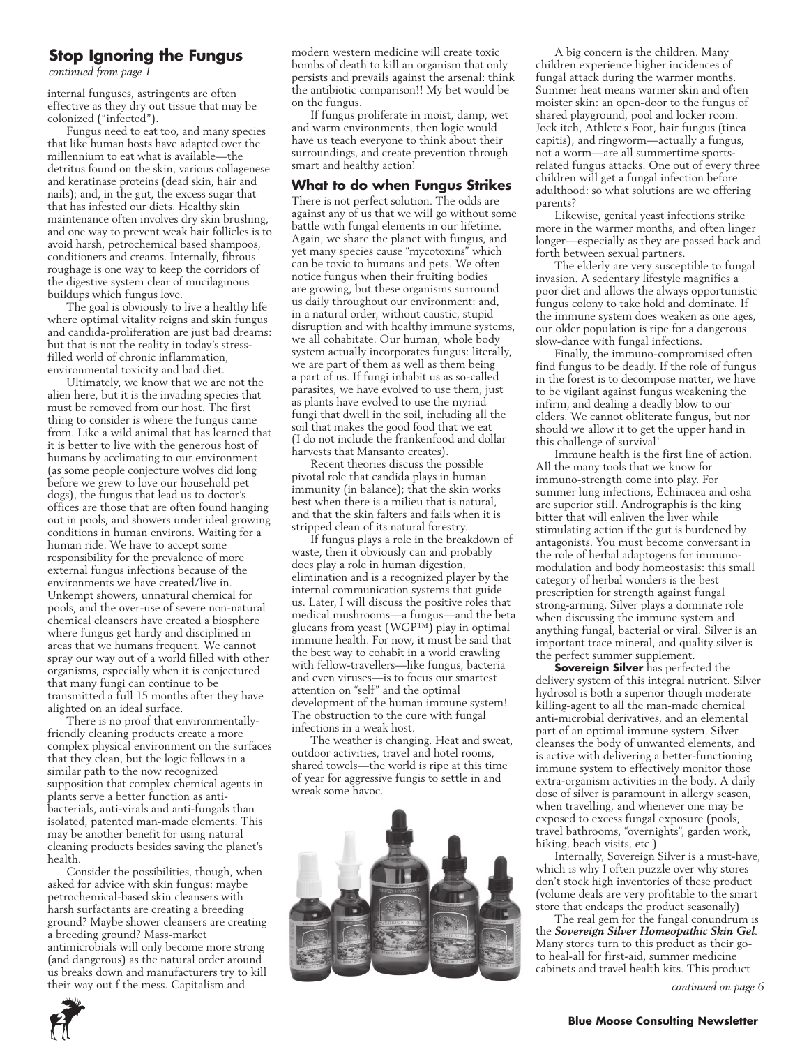## Stop Ignoring the Fungus

*continued from page 1*

internal funguses, astringents are often effective as they dry out tissue that may be colonized ("infected").

Fungus need to eat too, and many species that like human hosts have adapted over the millennium to eat what is available—the detritus found on the skin, various collagenese and keratinase proteins (dead skin, hair and nails); and, in the gut, the excess sugar that that has infested our diets. Healthy skin maintenance often involves dry skin brushing, and one way to prevent weak hair follicles is to avoid harsh, petrochemical based shampoos, conditioners and creams. Internally, fibrous roughage is one way to keep the corridors of the digestive system clear of mucilaginous buildups which fungus love.

The goal is obviously to live a healthy life where optimal vitality reigns and skin fungus and candida-proliferation are just bad dreams: but that is not the reality in today's stress-filled world of chronic inflammation, environmental toxicity and bad diet.

Ultimately, we know that we are not the alien here, but it is the invading species that must be removed from our host. The first thing to consider is where the fungus came from. Like a wild animal that has learned that it is better to live with the generous host of humans by acclimating to our environment (as some people conjecture wolves did long before we grew to love our household pet dogs), the fungus that lead us to doctor's offices are those that are often found hanging out in pools, and showers under ideal growing conditions in human environs. Waiting for a human ride. We have to accept some responsibility for the prevalence of more external fungus infections because of the environments we have created/live in. Unkempt showers, unnatural chemical for pools, and the over-use of severe non-natural chemical cleansers have created a biosphere where fungus get hardy and disciplined in areas that we humans frequent. We cannot spray our way out of a world filled with other organisms, especially when it is conjectured that many fungi can continue to be transmitted a full 15 months after they have alighted on an ideal surface.

There is no proof that environmentally-friendly cleaning products create a more complex physical environment on the surfaces that they clean, but the logic follows in a similar path to the now recognized supposition that complex chemical agents in plants serve a better function as anti-bacterials, anti-virals and anti-fungals than isolated, patented man-made elements. This may be another benefit for using natural cleaning products besides saving the planet's health.

Consider the possibilities, though, when asked for advice with skin fungus: maybe petrochemical-based skin cleansers with harsh surfactants are creating a breeding ground? Maybe shower cleansers are creating a breeding ground? Mass-market antimicrobials will only become more strong (and dangerous) as the natural order around us breaks down and manufacturers try to kill their way out f the mess. Capitalism and modern western medicine will create toxic bombs of death to kill an organism that only persists and prevails against the arsenal: think the antibiotic comparison!! My bet would be on the fungus.

If fungus proliferate in moist, damp, wet and warm environments, then logic would have us teach everyone to think about their surroundings, and create prevention through smart and healthy action!

### What to do when Fungus Strikes

There is not perfect solution. The odds are against any of us that we will go without some battle with fungal elements in our lifetime. Again, we share the planet with fungus, and yet many species cause "mycotoxins" which can be toxic to humans and pets. We often notice fungus when their fruiting bodies are growing, but these organisms surround us daily throughout our environment: and, in a natural order, without caustic, stupid disruption and with healthy immune systems, we all cohabitate. Our human, whole body system actually incorporates fungus: literally, we are part of them as well as them being a part of us. If fungi inhabit us as so-called parasites, we have evolved to use them, just as plants have evolved to use the myriad fungi that dwell in the soil, including all the soil that makes the good food that we eat (I do not include the frankenfood and dollar harvests that Monsanto creates).

Recent theories discuss the possible pivotal role that candida plays in human immunity (in balance); that the skin works best when there is a milieu that is natural, and that the skin falters and fails when it is stripped clean of its natural forestry.

If fungus plays a role in the breakdown of waste, then it obviously can and probably does play a role in human digestion, elimination and is a recognized player by the internal communication systems that guide us. Later, I will discuss the positive roles that medical mushrooms—a fungus—and the beta glucans from yeast (WGP™) play in optimal immune health. For now, it must be said that the best way to cohabit in a world crawling with fellow-travellers—like fungus, bacteria and even viruses—is to focus our smartest attention on "self" and the optimal development of the human immune system! The obstruction to the cure with fungal infections in a weak host.

The weather is changing. Heat and sweat, outdoor activities, travel and hotel rooms, shared towels—the world is ripe at this time of year for aggressive fungis to settle in and wreak some havoc.

A big concern is the children. Many children experience higher incidences of fungal attack during the warmer months. Summer heat means warmer skin and often moister skin: an open-door to the fungus of shared playground, pool and locker room. Jock itch, Athlete's Foot, hair fungus (tinea capitis), and ringworm—actually a fungus, not a worm—are all summertime sports-related fungus attacks. One out of every three children will get a fungal infection before adulthood: so what solutions are we offering parents?

Likewise, genital yeast infections strike more in the warmer months, and often linger longer—especially as they are passed back and forth between sexual partners.

The elderly are very susceptible to fungal invasion. A sedentary lifestyle magnifies a poor diet and allows the always opportunistic fungus colony to take hold and dominate. If the immune system does weaken as one ages, our older population is ripe for a dangerous slow-dance with fungal infections.

Finally, the immuno-compromised often find fungus to be deadly. If the role of fungus in the forest is to decompose matter, we have to be vigilant against fungus weakening the infirm, and dealing a deadly blow to our elders. We cannot obliterate fungus, but nor should we allow it to get the upper hand in this challenge of survival!

Immune health is the first line of action. All the many tools that we know for immuno-strength come into play. For summer lung infections, Echinacea and osha are superior still. Andrographis is the king bitter that will enliven the liver while stimulating action if the gut is burdened by antagonists. You must become conversant in the role of herbal adaptogens for immuno-modulation and body homeostasis: this small category of herbal wonders is the best prescription for strength against fungal strong-arming. Silver plays a dominate role when discussing the immune system and anything fungal, bacterial or viral. Silver is an important trace mineral, and quality silver is the perfect summer supplement.

**Sovereign Silver** has perfected the delivery system of this integral nutrient. Silver hydrosol is both a superior though moderate killing-agent to all the man-made chemical anti-microbial derivatives, and an elemental part of an optimal immune system. Silver cleanses the body of unwanted elements, and is active with delivering a better-functioning immune system to effectively monitor those extra-organism activities in the body. A daily dose of silver is paramount in allergy season, when travelling, and whenever one may be exposed to excess fungal exposure (pools, travel bathrooms, "overnights", garden work, hiking, beach visits, etc.)

Internally, Sovereign Silver is a must-have, which is why I often puzzle over why stores don't stock high inventories of these product (volume deals are very profitable to the smart store that endcaps the product seasonally)

The real gem for the fungal conundrum is the ***Sovereign Silver Homeopathic Skin Gel***. Many stores turn to this product as their go-to heal-all for first-aid, summer medicine cabinets and travel health kits. This product

*continued on page 6*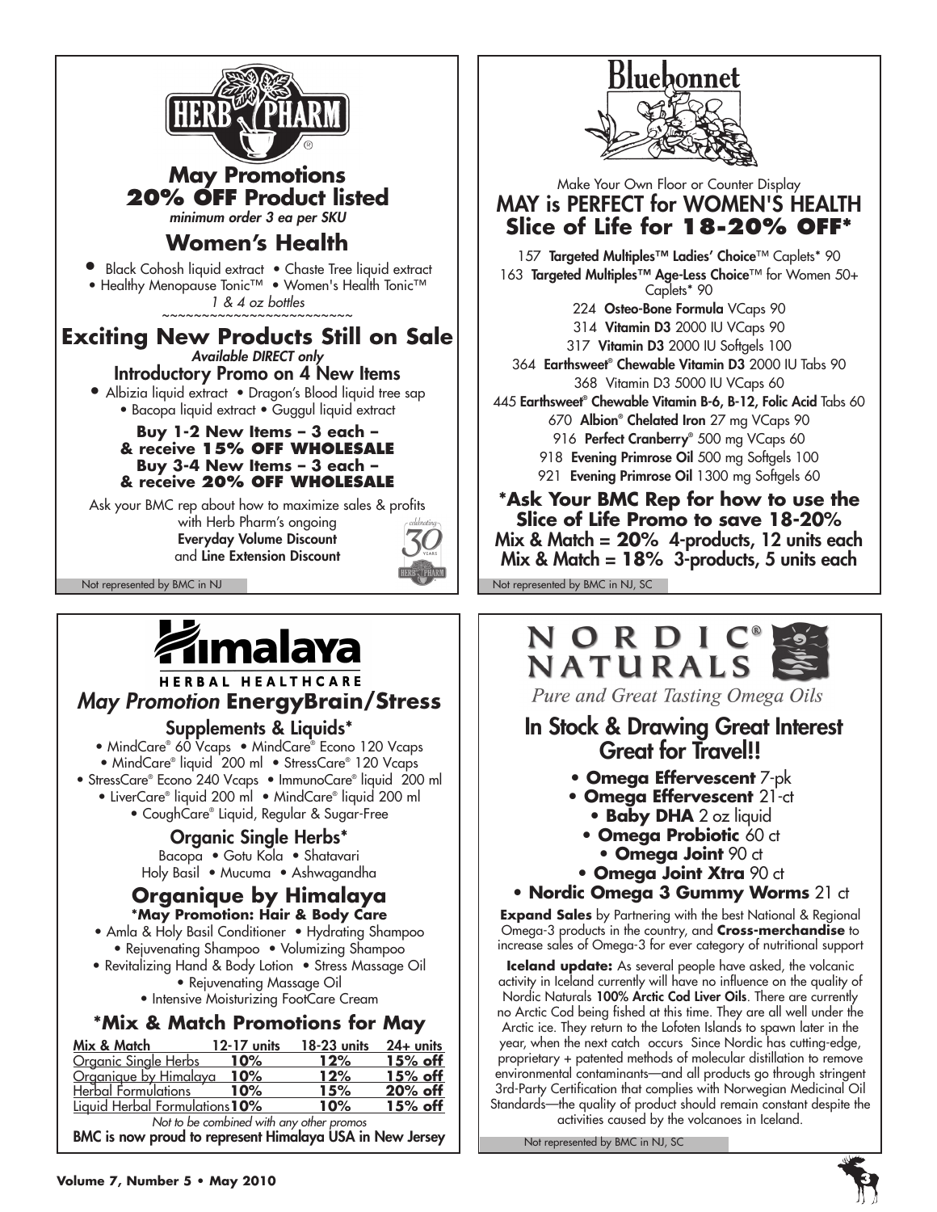# HERB PHARM

## May Promotions
## 20% OFF Product listed
*minimum order 3 ea per SKU*

### Women's Health

- Black Cohosh liquid extract • Chaste Tree liquid extract
- Healthy Menopause Tonic™ • Women's Health Tonic™

*1 & 4 oz bottles*

~~~~~~~~~~~~~~~~~~~~~~~~

### Exciting New Products Still on Sale
*Available DIRECT only*

Introductory Promo on 4 New Items

- Albizia liquid extract • Dragon's Blood liquid tree sap
- Bacopa liquid extract • Guggul liquid extract

**Buy 1-2 New Items – 3 each – & receive 15% OFF WHOLESALE**
**Buy 3-4 New Items – 3 each – & receive 20% OFF WHOLESALE**

Ask your BMC rep about how to maximize sales & profits with Herb Pharm's ongoing **Everyday Volume Discount** and **Line Extension Discount**

celebrating 30 YEARS

Not represented by BMC in NJ

# Bluebonnet

Make Your Own Floor or Counter Display

## MAY is PERFECT for WOMEN'S HEALTH
## Slice of Life for 18-20% OFF*

157 **Targeted Multiples™ Ladies' Choice**™ Caplets* 90
163 **Targeted Multiples™ Age-Less Choice**™ for Women 50+ Caplets* 90
224 **Osteo-Bone Formula** VCaps 90
314 **Vitamin D3** 2000 IU VCaps 90
317 **Vitamin D3** 2000 IU Softgels 100
364 **Earthsweet® Chewable Vitamin D3** 2000 IU Tabs 90
368 Vitamin D3 5000 IU VCaps 60
445 **Earthsweet® Chewable Vitamin B-6, B-12, Folic Acid** Tabs 60
670 **Albion® Chelated Iron** 27 mg VCaps 90
916 **Perfect Cranberry®** 500 mg VCaps 60
918 **Evening Primrose Oil** 500 mg Softgels 100
921 **Evening Primrose Oil** 1300 mg Softgels 60

**\*Ask Your BMC Rep for how to use the Slice of Life Promo to save 18-20%**
**Mix & Match = 20% 4-products, 12 units each**
**Mix & Match = 18% 3-products, 5 units each**

Not represented by BMC in NJ, SC

# Himalaya
HERBAL HEALTHCARE

## *May Promotion* EnergyBrain/Stress

### Supplements & Liquids*

- MindCare® 60 Vcaps • MindCare® Econo 120 Vcaps
- MindCare® liquid 200 ml • StressCare® 120 Vcaps
- StressCare® Econo 240 Vcaps • ImmunoCare® liquid 200 ml
- LiverCare® liquid 200 ml • MindCare® liquid 200 ml
- CoughCare® Liquid, Regular & Sugar-Free

### Organic Single Herbs*

Bacopa • Gotu Kola • Shatavari
Holy Basil • Mucuma • Ashwagandha

### Organique by Himalaya
**\*May Promotion: Hair & Body Care**

- Amla & Holy Basil Conditioner • Hydrating Shampoo
- Rejuvenating Shampoo • Volumizing Shampoo
- Revitalizing Hand & Body Lotion • Stress Massage Oil
- Rejuvenating Massage Oil
- Intensive Moisturizing FootCare Cream

### *Mix & Match Promotions for May

| Mix & Match | 12-17 units | 18-23 units | 24+ units |
|---|---|---|---|
| Organic Single Herbs | 10% | 12% | 15% off |
| Organique by Himalaya | 10% | 12% | 15% off |
| Herbal Formulations | 10% | 15% | 20% off |
| Liquid Herbal Formulations | 10% | 10% | 15% off |

*Not to be combined with any other promos*

**BMC is now proud to represent Himalaya USA in New Jersey**

# NORDIC® NATURALS

*Pure and Great Tasting Omega Oils*

## In Stock & Drawing Great Interest
## Great for Travel!!

- **Omega Effervescent** 7-pk
- **Omega Effervescent** 21-ct
- **Baby DHA** 2 oz liquid
- **Omega Probiotic** 60 ct
- **Omega Joint** 90 ct
- **Omega Joint Xtra** 90 ct
- **Nordic Omega 3 Gummy Worms** 21 ct

**Expand Sales** by Partnering with the best National & Regional Omega-3 products in the country, and **Cross-merchandise** to increase sales of Omega-3 for ever category of nutritional support

**Iceland update:** As several people have asked, the volcanic activity in Iceland currently will have no influence on the quality of Nordic Naturals **100% Arctic Cod Liver Oils**. There are currently no Arctic Cod being fished at this time. They are all well under the Arctic ice. They return to the Lofoten Islands to spawn later in the year, when the next catch occurs Since Nordic has cutting-edge, proprietary + patented methods of molecular distillation to remove environmental contaminants—and all products go through stringent 3rd-Party Certification that complies with Norwegian Medicinal Oil Standards—the quality of product should remain constant despite the activities caused by the volcanoes in Iceland.

Not represented by BMC in NJ, SC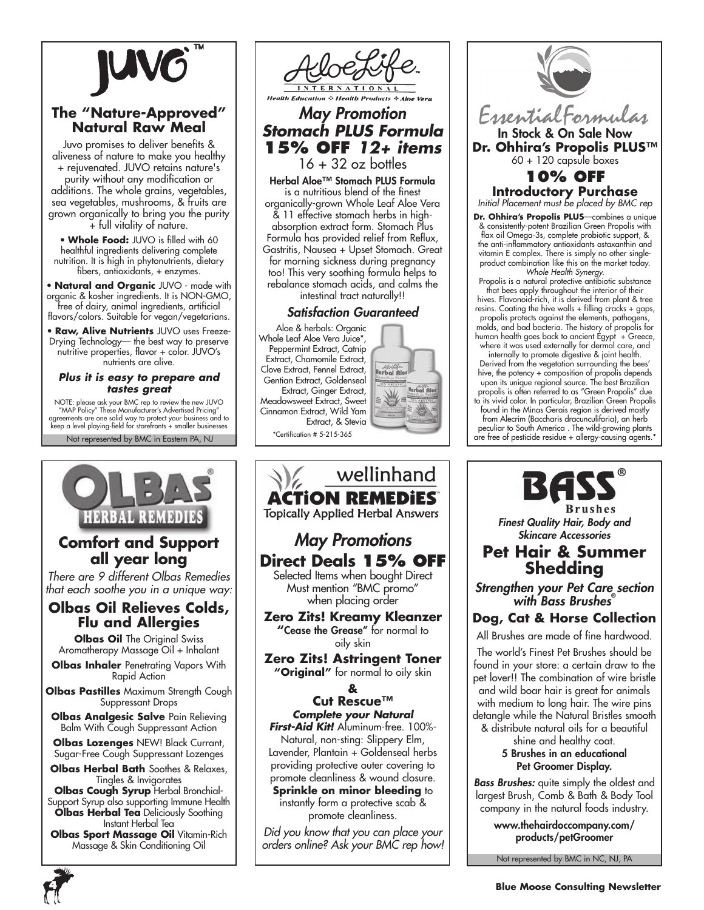# JUVO™

## The "Nature-Approved" Natural Raw Meal

Juvo promises to deliver benefits & aliveness of nature to make you healthy + rejuvenated. JUVO retains nature's purity without any modification or additions. The whole grains, vegetables, sea vegetables, mushrooms, & fruits are grown organically to bring you the purity + full vitality of nature.

• **Whole Food:** JUVO is filled with 60 healthful ingredients delivering complete nutrition. It is high in phytonutrients, dietary fibers, antioxidants, + enzymes.

• **Natural and Organic** JUVO - made with organic & kosher ingredients. It is NON-GMO, free of dairy, animal ingredients, artificial flavors/colors. Suitable for vegan/vegetarians.

• **Raw, Alive Nutrients** JUVO uses Freeze-Drying Technology— the best way to preserve nutritive properties, flavor + color. JUVO's nutrients are alive.

***Plus it is easy to prepare and tastes great***

NOTE: please ask your BMC rep to review the new JUVO "MAP Policy" These Manufacturer's Advertised Pricing" agreements are one solid way to protect your business and to keep a level playing-field for storefronts + smaller businesses

Not represented by BMC in Eastern PA, NJ

# AloeLife International

Health Education ✣ Health Products ✣ Aloe Vera

## *May Promotion*
## *Stomach PLUS Formula*
## **15% OFF** *12+ items*

16 + 32 oz bottles

**Herbal Aloe™ Stomach PLUS Formula** is a nutritious blend of the finest organically-grown Whole Leaf Aloe Vera & 11 effective stomach herbs in high-absorption extract form. Stomach Plus Formula has provided relief from Reflux, Gastritis, Nausea + Upset Stomach. Great for morning sickness during pregnancy too! This very soothing formula helps to rebalance stomach acids, and calms the intestinal tract naturally!!

***Satisfaction Guaranteed***

Aloe & herbals: Organic Whole Leaf Aloe Vera Juice*, Peppermint Extract, Catnip Extract, Chamomile Extract, Clove Extract, Fennel Extract, Gentian Extract, Goldenseal Extract, Ginger Extract, Meadowsweet Extract, Sweet Cinnamon Extract, Wild Yam Extract, & Stevia

*Certification # 5-215-365

# Essential Formulas

In Stock & On Sale Now
**Dr. Ohhira's Propolis PLUS™**
60 + 120 capsule boxes

## 10% OFF
### Introductory Purchase

*Initial Placement must be placed by BMC rep*

**Dr. Ohhira's Propolis PLUS**—combines a unique & consistently-potent Brazilian Green Propolis with flax oil Omega-3s, complete probiotic support, & the anti-inflammatory antioxidants astaxanthin and vitamin E complex. There is simply no other single-product combination like this on the market today. *Whole Health Synergy.*

Propolis is a natural protective antibiotic substance that bees apply throughout the interior of their hives. Flavonoid-rich, it is derived from plant & tree resins. Coating the hive walls + filling cracks + gaps, propolis protects against the elements, pathogens, molds, and bad bacteria. The history of propolis for human health goes back to ancient Egypt + Greece, where it was used externally for dermal care, and internally to promote digestive & joint health. Derived from the vegetation surrounding the bees' hive, the potency + composition of propolis depends upon its unique regional source. The best Brazilian propolis is often referred to as "Green Propolis" due to its vivid color. In particular, Brazilian Green Propolis found in the Minas Gerais region is derived mostly from Alecrim (Baccharis dracunculifloria), an herb peculiar to South America . The wild-growing plants are free of pesticide residue + allergy-causing agents.*

# OLBAS® HERBAL REMEDIES

## Comfort and Support all year long

*There are 9 different Olbas Remedies that each soothe you in a unique way:*

### Olbas Oil Relieves Colds, Flu and Allergies

**Olbas Oil** The Original Swiss Aromatherapy Massage Oil + Inhalant

**Olbas Inhaler** Penetrating Vapors With Rapid Action

**Olbas Pastilles** Maximum Strength Cough Suppressant Drops

**Olbas Analgesic Salve** Pain Relieving Balm With Cough Suppressant Action

**Olbas Lozenges** NEW! Black Currant, Sugar-Free Cough Suppressant Lozenges

**Olbas Herbal Bath** Soothes & Relaxes, Tingles & Invigorates

**Olbas Cough Syrup** Herbal Bronchial-Support Syrup also supporting Immune Health

**Olbas Herbal Tea** Deliciously Soothing Instant Herbal Tea

**Olbas Sport Massage Oil** Vitamin-Rich Massage & Skin Conditioning Oil

# wellinhand ACTiON REMEDiES™

Topically Applied Herbal Answers

## *May Promotions*
## Direct Deals 15% OFF

Selected Items when bought Direct
Must mention "BMC promo" when placing order

**Zero Zits! Kreamy Kleanzer**
**"Cease the Grease"** for normal to oily skin

**Zero Zits! Astringent Toner**
**"Original"** for normal to oily skin

**&**

**Cut Rescue™**
***Complete your Natural First-Aid Kit!*** Aluminum-free. 100%-Natural, non-sting: Slippery Elm, Lavender, Plantain + Goldenseal herbs providing protective outer covering to promote cleanliness & wound closure. **Sprinkle on minor bleeding** to instantly form a protective scab & promote cleanliness.

*Did you know that you can place your orders online? Ask your BMC rep how!*

# BASS® Brushes

*Finest Quality Hair, Body and Skincare Accessories*

## Pet Hair & Summer Shedding

***Strengthen your Pet Care section with Bass Brushes®***

### Dog, Cat & Horse Collection

All Brushes are made of fine hardwood.

The world's Finest Pet Brushes should be found in your store: a certain draw to the pet lover!! The combination of wire bristle and wild boar hair is great for animals with medium to long hair. The wire pins detangle while the Natural Bristles smooth & distribute natural oils for a beautiful shine and healthy coat.

**5 Brushes in an educational Pet Groomer Display.**

***Bass Brushes:*** quite simply the oldest and largest Brush, Comb & Bath & Body Tool company in the natural foods industry.

**www.thehairdoccompany.com/products/petGroomer**

Not represented by BMC in NC, NJ, PA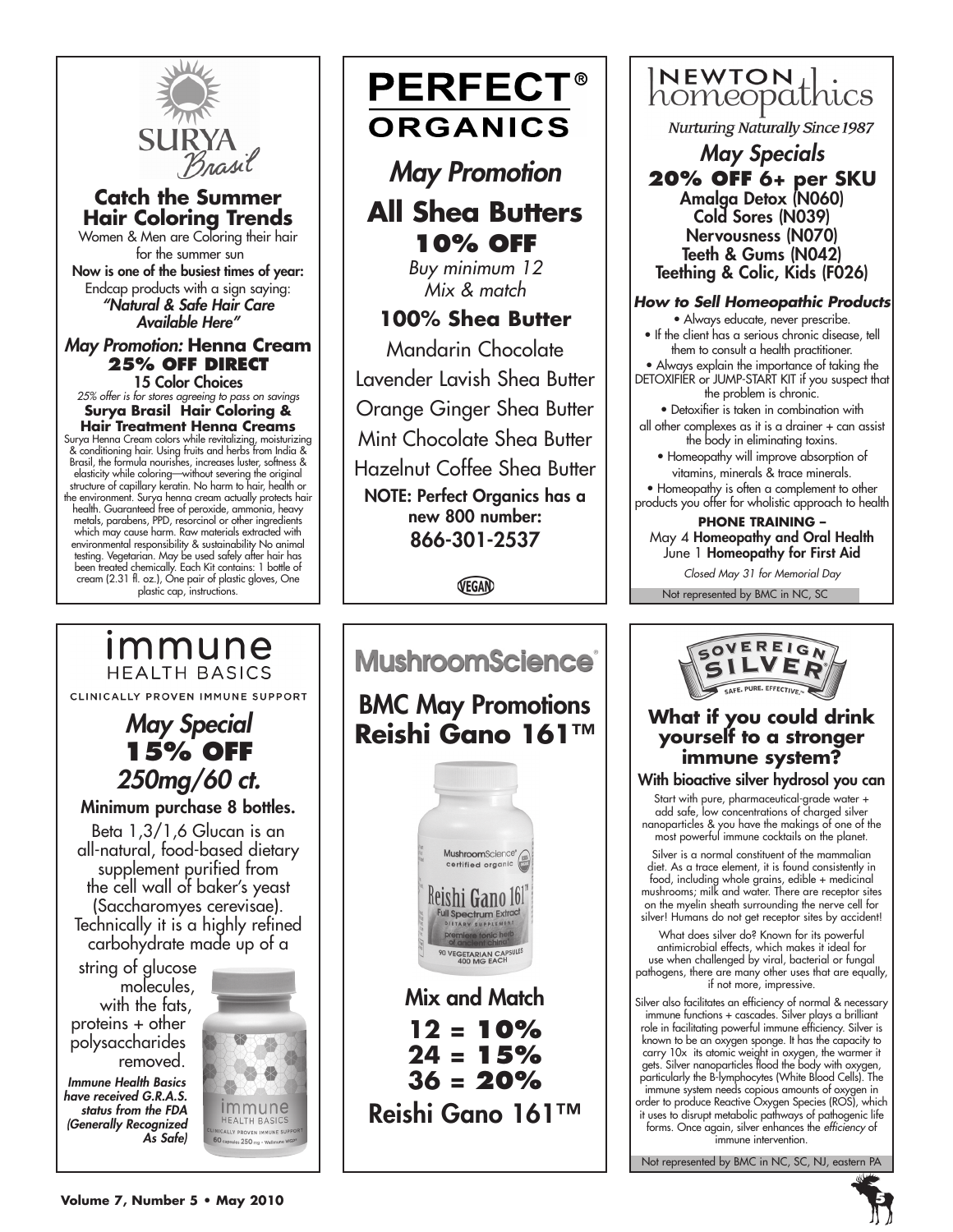# SURYA Brasil

## Catch the Summer Hair Coloring Trends

Women & Men are Coloring their hair for the summer sun

**Now is one of the busiest times of year:**

Endcap products with a sign saying:

***"Natural & Safe Hair Care Available Here"***

### *May Promotion:* Henna Cream 25% OFF DIRECT

**15 Color Choices**

*25% offer is for stores agreeing to pass on savings*

**Surya Brasil Hair Coloring & Hair Treatment Henna Creams**

Surya Henna Cream colors while revitalizing, moisturizing & conditioning hair. Using fruits and herbs from India & Brasil, the formula nourishes, increases luster, softness & elasticity while coloring—without severing the original structure of capillary keratin. No harm to hair, health or the environment. Surya henna cream actually protects hair health. Guaranteed free of peroxide, ammonia, heavy metals, parabens, PPD, resorcinol or other ingredients which may cause harm. Raw materials extracted with environmental responsibility & sustainability No animal testing. Vegetarian. May be used safely after hair has been treated chemically. Each Kit contains: 1 bottle of cream (2.31 fl. oz.), One pair of plastic gloves, One plastic cap, instructions.

---

# PERFECT® ORGANICS

## *May Promotion*

## All Shea Butters 10% OFF

*Buy minimum 12*
*Mix & match*

### 100% Shea Butter

Mandarin Chocolate

Lavender Lavish Shea Butter

Orange Ginger Shea Butter

Mint Chocolate Shea Butter

Hazelnut Coffee Shea Butter

**NOTE: Perfect Organics has a new 800 number: 866-301-2537**

VEGAN

---

# NEWTON homeopathics

*Nurturing Naturally Since 1987*

## *May Specials*

### 20% OFF 6+ per SKU

Amalga Detox (N060)
Cold Sores (N039)
Nervousness (N070)
Teeth & Gums (N042)
Teething & Colic, Kids (F026)

### *How to Sell Homeopathic Products*

- Always educate, never prescribe.
- If the client has a serious chronic disease, tell them to consult a health practitioner.
- Always explain the importance of taking the DETOXIFIER or JUMP-START KIT if you suspect that the problem is chronic.
- Detoxifier is taken in combination with all other complexes as it is a drainer + can assist the body in eliminating toxins.
- Homeopathy will improve absorption of vitamins, minerals & trace minerals.
- Homeopathy is often a complement to other products you offer for wholistic approach to health

**PHONE TRAINING –**

May 4 **Homeopathy and Oral Health**
June 1 **Homeopathy for First Aid**

*Closed May 31 for Memorial Day*

Not represented by BMC in NC, SC

---

# immune HEALTH BASICS

CLINICALLY PROVEN IMMUNE SUPPORT

## *May Special* 15% OFF *250mg/60 ct.*

**Minimum purchase 8 bottles.**

Beta 1,3/1,6 Glucan is an all-natural, food-based dietary supplement purified from the cell wall of baker's yeast (Saccharomyes cerevisae). Technically it is a highly refined carbohydrate made up of a string of glucose molecules, with the fats, proteins + other polysaccharides removed.

***Immune Health Basics have received G.R.A.S. status from the FDA (Generally Recognized As Safe)***

---

# MushroomScience®

## BMC May Promotions Reishi Gano 161™

### Mix and Match

**12 = 10%**
**24 = 15%**
**36 = 20%**

Reishi Gano 161™

---

# SOVEREIGN SILVER

SAFE. PURE. EFFECTIVE.

## What if you could drink yourself to a stronger immune system?

**With bioactive silver hydrosol you can**

Start with pure, pharmaceutical-grade water + add safe, low concentrations of charged silver nanoparticles & you have the makings of one of the most powerful immune cocktails on the planet.

Silver is a normal constituent of the mammalian diet. As a trace element, it is found consistently in food, including whole grains, edible + medicinal mushrooms; milk and water. There are receptor sites on the myelin sheath surrounding the nerve cell for silver! Humans do not get receptor sites by accident!

What does silver do? Known for its powerful antimicrobial effects, which makes it ideal for use when challenged by viral, bacterial or fungal pathogens, there are many other uses that are equally, if not more, impressive.

Silver also facilitates an efficiency of normal & necessary immune functions + cascades. Silver plays a brilliant role in facilitating powerful immune efficiency. Silver is known to be an oxygen sponge. It has the capacity to carry 10x its atomic weight in oxygen, the warmer it gets. Silver nanoparticles flood the body with oxygen, particularly the B-lymphocytes (White Blood Cells). The immune system needs copious amounts of oxygen in order to produce Reactive Oxygen Species (ROS), which it uses to disrupt metabolic pathways of pathogenic life forms. Once again, silver enhances the *efficiency* of immune intervention.

Not represented by BMC in NC, SC, NJ, eastern PA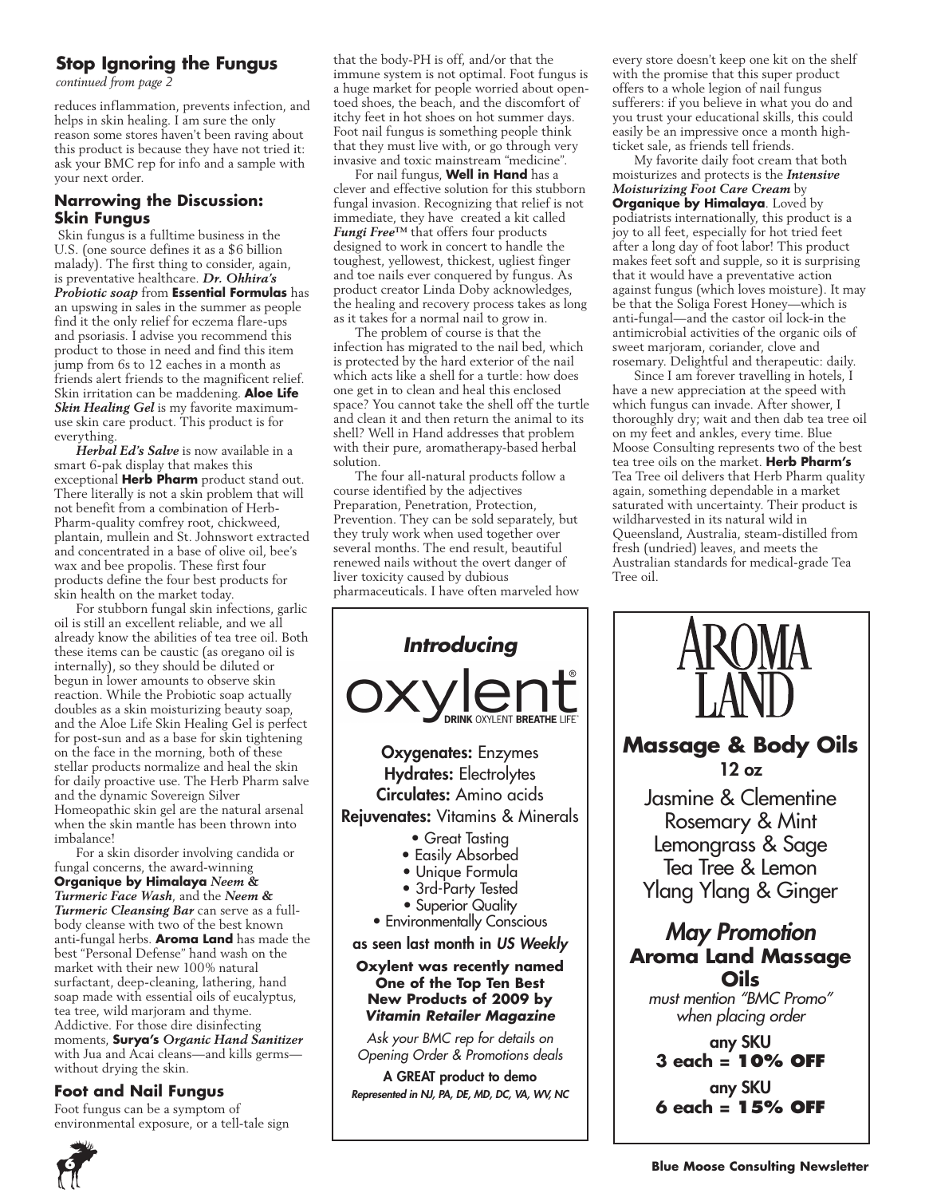## Stop Ignoring the Fungus

*continued from page 2*

reduces inflammation, prevents infection, and helps in skin healing. I am sure the only reason some stores haven't been raving about this product is because they have not tried it: ask your BMC rep for info and a sample with your next order.

### Narrowing the Discussion: Skin Fungus

Skin fungus is a fulltime business in the U.S. (one source defines it as a $6 billion malady). The first thing to consider, again, is preventative healthcare. ***Dr. Ohhira's Probiotic soap*** from **Essential Formulas** has an upswing in sales in the summer as people find it the only relief for eczema flare-ups and psoriasis. I advise you recommend this product to those in need and find this item jump from 6s to 12 eaches in a month as friends alert friends to the magnificent relief. Skin irritation can be maddening. **Aloe Life** ***Skin Healing Gel*** is my favorite maximum-use skin care product. This product is for everything.

***Herbal Ed's Salve*** is now available in a smart 6-pak display that makes this exceptional **Herb Pharm** product stand out. There literally is not a skin problem that will not benefit from a combination of Herb-Pharm-quality comfrey root, chickweed, plantain, mullein and St. Johnswort extracted and concentrated in a base of olive oil, bee's wax and bee propolis. These first four products define the four best products for skin health on the market today.

For stubborn fungal skin infections, garlic oil is still an excellent reliable, and we all already know the abilities of tea tree oil. Both these items can be caustic (as oregano oil is internally), so they should be diluted or begun in lower amounts to observe skin reaction. While the Probiotic soap actually doubles as a skin moisturizing beauty soap, and the Aloe Life Skin Healing Gel is perfect for post-sun and as a base for skin tightening on the face in the morning, both of these stellar products normalize and heal the skin for daily proactive use. The Herb Pharm salve and the dynamic Sovereign Silver Homeopathic skin gel are the natural arsenal when the skin mantle has been thrown into imbalance!

For a skin disorder involving candida or fungal concerns, the award-winning **Organique by Himalaya** ***Neem & Turmeric Face Wash***, and the ***Neem & Turmeric Cleansing Bar*** can serve as a full-body cleanse with two of the best known anti-fungal herbs. **Aroma Land** has made the best "Personal Defense" hand wash on the market with their new 100% natural surfactant, deep-cleaning, lathering, hand soap made with essential oils of eucalyptus, tea tree, wild marjoram and thyme. Addictive. For those dire disinfecting moments, **Surya's** ***Organic Hand Sanitizer*** with Jua and Acai cleans—and kills germs—without drying the skin.

### Foot and Nail Fungus

Foot fungus can be a symptom of environmental exposure, or a tell-tale sign that the body-PH is off, and/or that the immune system is not optimal. Foot fungus is a huge market for people worried about open-toed shoes, the beach, and the discomfort of itchy feet in hot shoes on hot summer days. Foot nail fungus is something people think that they must live with, or go through very invasive and toxic mainstream "medicine".

For nail fungus, **Well in Hand** has a clever and effective solution for this stubborn fungal invasion. Recognizing that relief is not immediate, they have created a kit called ***Fungi Free™*** that offers four products designed to work in concert to handle the toughest, yellowest, thickest, ugliest finger and toe nails ever conquered by fungus. As product creator Linda Doby acknowledges, the healing and recovery process takes as long as it takes for a normal nail to grow in.

The problem of course is that the infection has migrated to the nail bed, which is protected by the hard exterior of the nail which acts like a shell for a turtle: how does one get in to clean and heal this enclosed space? You cannot take the shell off the turtle and clean it and then return the animal to its shell? Well in Hand addresses that problem with their pure, aromatherapy-based herbal solution.

The four all-natural products follow a course identified by the adjectives Preparation, Penetration, Protection, Prevention. They can be sold separately, but they truly work when used together over several months. The end result, beautiful renewed nails without the overt danger of liver toxicity caused by dubious pharmaceuticals. I have often marveled how every store doesn't keep one kit on the shelf with the promise that this super product offers to a whole legion of nail fungus sufferers: if you believe in what you do and you trust your educational skills, this could easily be an impressive once a month high-ticket sale, as friends tell friends.

My favorite daily foot cream that both moisturizes and protects is the ***Intensive Moisturizing Foot Care Cream*** by **Organique by Himalaya**. Loved by podiatrists internationally, this product is a joy to all feet, especially for hot tried feet after a long day of foot labor! This product makes feet soft and supple, so it is surprising that it would have a preventative action against fungus (which loves moisture). It may be that the Soliga Forest Honey—which is anti-fungal—and the castor oil lock-in the antimicrobial activities of the organic oils of sweet marjoram, coriander, clove and rosemary. Delightful and therapeutic: daily.

Since I am forever travelling in hotels, I have a new appreciation at the speed with which fungus can invade. After shower, I thoroughly dry; wait and then dab tea tree oil on my feet and ankles, every time. Blue Moose Consulting represents two of the best tea tree oils on the market. **Herb Pharm's** Tea Tree oil delivers that Herb Pharm quality again, something dependable in a market saturated with uncertainty. Their product is wildharvested in its natural wild in Queensland, Australia, steam-distilled from fresh (undried) leaves, and meets the Australian standards for medical-grade Tea Tree oil.

---

***Introducing***

**oxylent®**

DRINK OXYLENT BREATHE LIFE™

**Oxygenates:** Enzymes
**Hydrates:** Electrolytes
**Circulates:** Amino acids
**Rejuvenates:** Vitamins & Minerals

- Great Tasting
- Easily Absorbed
- Unique Formula
- 3rd-Party Tested
- Superior Quality
- Environmentally Conscious

as seen last month in *US Weekly*

**Oxylent was recently named One of the Top Ten Best New Products of 2009 by *Vitamin Retailer Magazine***

*Ask your BMC rep for details on Opening Order & Promotions deals*

A GREAT product to demo

*Represented in NJ, PA, DE, MD, DC, VA, WV, NC*

---

**AROMA LAND**

**Massage & Body Oils**
12 oz

Jasmine & Clementine
Rosemary & Mint
Lemongrass & Sage
Tea Tree & Lemon
Ylang Ylang & Ginger

***May Promotion***
**Aroma Land Massage Oils**
*must mention "BMC Promo" when placing order*

any SKU
**3 each = 10% OFF**

any SKU
**6 each = 15% OFF**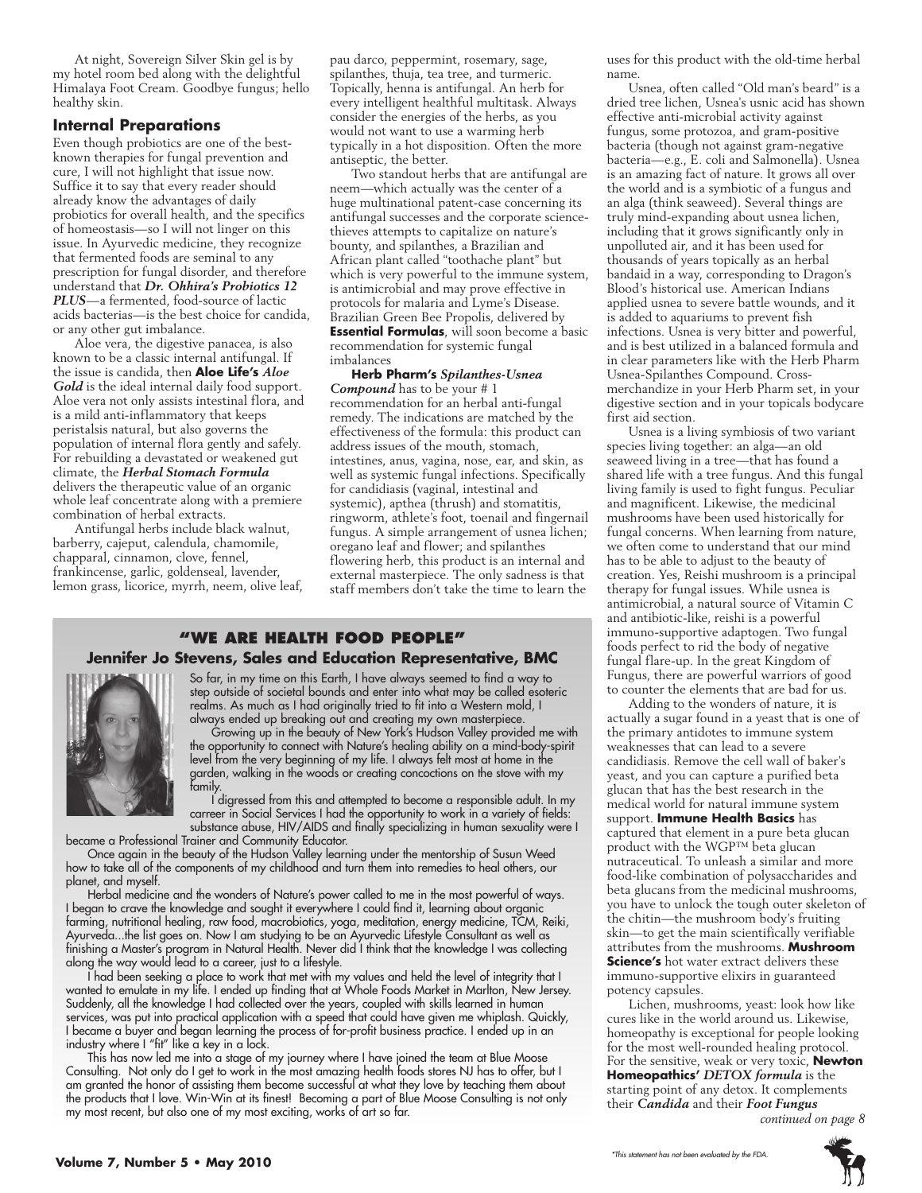At night, Sovereign Silver Skin gel is by my hotel room bed along with the delightful Himalaya Foot Cream. Goodbye fungus; hello healthy skin.

### Internal Preparations

Even though probiotics are one of the best-known therapies for fungal prevention and cure, I will not highlight that issue now. Suffice it to say that every reader should already know the advantages of daily probiotics for overall health, and the specifics of homeostasis—so I will not linger on this issue. In Ayurvedic medicine, they recognize that fermented foods are seminal to any prescription for fungal disorder, and therefore understand that ***Dr. Ohhira's Probiotics 12 PLUS***—a fermented, food-source of lactic acids bacterias—is the best choice for candida, or any other gut imbalance.

Aloe vera, the digestive panacea, is also known to be a classic internal antifungal. If the issue is candida, then **Aloe Life's** ***Aloe Gold*** is the ideal internal daily food support. Aloe vera not only assists intestinal flora, and is a mild anti-inflammatory that keeps peristalsis natural, but also governs the population of internal flora gently and safely. For rebuilding a devastated or weakened gut climate, the ***Herbal Stomach Formula*** delivers the therapeutic value of an organic whole leaf concentrate along with a premiere combination of herbal extracts.

Antifungal herbs include black walnut, barberry, cajeput, calendula, chamomile, chapparal, cinnamon, clove, fennel, frankincense, garlic, goldenseal, lavender, lemon grass, licorice, myrrh, neem, olive leaf, pau darco, peppermint, rosemary, sage, spilanthes, thuja, tea tree, and turmeric. Topically, henna is antifungal. An herb for every intelligent healthful multitask. Always consider the energies of the herbs, as you would not want to use a warming herb typically in a hot disposition. Often the more antiseptic, the better.

Two standout herbs that are antifungal are neem—which actually was the center of a huge multinational patent-case concerning its antifungal successes and the corporate science-thieves attempts to capitalize on nature's bounty, and spilanthes, a Brazilian and African plant called "toothache plant" but which is very powerful to the immune system, is antimicrobial and may prove effective in protocols for malaria and Lyme's Disease. Brazilian Green Bee Propolis, delivered by **Essential Formulas**, will soon become a basic recommendation for systemic fungal imbalances

**Herb Pharm's** ***Spilanthes-Usnea Compound*** has to be your # 1 recommendation for an herbal anti-fungal remedy. The indications are matched by the effectiveness of the formula: this product can address issues of the mouth, stomach, intestines, anus, vagina, nose, ear, and skin, as well as systemic fungal infections. Specifically for candidiasis (vaginal, intestinal and systemic), apthea (thrush) and stomatitis, ringworm, athlete's foot, toenail and fingernail fungus. A simple arrangement of usnea lichen; oregano leaf and flower; and spilanthes flowering herb, this product is an internal and external masterpiece. The only sadness is that staff members don't take the time to learn the uses for this product with the old-time herbal name.

Usnea, often called "Old man's beard" is a dried tree lichen, Usnea's usnic acid has shown effective anti-microbial activity against fungus, some protozoa, and gram-positive bacteria (though not against gram-negative bacteria—e.g., E. coli and Salmonella). Usnea is an amazing fact of nature. It grows all over the world and is a symbiotic of a fungus and an alga (think seaweed). Several things are truly mind-expanding about usnea lichen, including that it grows significantly only in unpolluted air, and it has been used for thousands of years topically as an herbal bandaid in a way, corresponding to Dragon's Blood's historical use. American Indians applied usnea to severe battle wounds, and it is added to aquariums to prevent fish infections. Usnea is very bitter and powerful, and is best utilized in a balanced formula and in clear parameters like with the Herb Pharm Usnea-Spilanthes Compound. Cross-merchandize in your Herb Pharm set, in your digestive section and in your topicals bodycare first aid section.

Usnea is a living symbiosis of two variant species living together: an alga—an old seaweed living in a tree—that has found a shared life with a tree fungus. And this fungal living family is used to fight fungus. Peculiar and magnificent. Likewise, the medicinal mushrooms have been used historically for fungal concerns. When learning from nature, we often come to understand that our mind has to be able to adjust to the beauty of creation. Yes, Reishi mushroom is a principal therapy for fungal issues. While usnea is antimicrobial, a natural source of Vitamin C and antibiotic-like, reishi is a powerful immuno-supportive adaptogen. Two fungal foods perfect to rid the body of negative fungal flare-up. In the great Kingdom of Fungus, there are powerful warriors of good to counter the elements that are bad for us.

Adding to the wonders of nature, it is actually a sugar found in a yeast that is one of the primary antidotes to immune system weaknesses that can lead to a severe candidiasis. Remove the cell wall of baker's yeast, and you can capture a purified beta glucan that has the best research in the medical world for natural immune system support. **Immune Health Basics** has captured that element in a pure beta glucan product with the WGP™ beta glucan nutraceutical. To unleash a similar and more food-like combination of polysaccharides and beta glucans from the medicinal mushrooms, you have to unlock the tough outer skeleton of the chitin—the mushroom body's fruiting skin—to get the main scientifically verifiable attributes from the mushrooms. **Mushroom Science's** hot water extract delivers these immuno-supportive elixirs in guaranteed potency capsules.

Lichen, mushrooms, yeast: look how like cures like in the world around us. Likewise, homeopathy is exceptional for people looking for the most well-rounded healing protocol. For the sensitive, weak or very toxic, **Newton Homeopathics'** ***DETOX formula*** is the starting point of any detox. It complements their ***Candida*** and their ***Foot Fungus***

*continued on page 8*

## "WE ARE HEALTH FOOD PEOPLE"

### Jennifer Jo Stevens, Sales and Education Representative, BMC

So far, in my time on this Earth, I have always seemed to find a way to step outside of societal bounds and enter into what may be called esoteric realms. As much as I had originally tried to fit into a Western mold, I always ended up breaking out and creating my own masterpiece.

Growing up in the beauty of New York's Hudson Valley provided me with the opportunity to connect with Nature's healing ability on a mind-body-spirit level from the very beginning of my life. I always felt most at home in the garden, walking in the woods or creating concoctions on the stove with my family.

I digressed from this and attempted to become a responsible adult. In my carreer in Social Services I had the opportunity to work in a variety of fields: substance abuse, HIV/AIDS and finally specializing in human sexuality were I became a Professional Trainer and Community Educator.

Once again in the beauty of the Hudson Valley learning under the mentorship of Susun Weed how to take all of the components of my childhood and turn them into remedies to heal others, our planet, and myself.

Herbal medicine and the wonders of Nature's power called to me in the most powerful of ways. I began to crave the knowledge and sought it everywhere I could find it, learning about organic farming, nutritional healing, raw food, macrobiotics, yoga, meditation, energy medicine, TCM, Reiki, Ayurveda...the list goes on. Now I am studying to be an Ayurvedic Lifestyle Consultant as well as finishing a Master's program in Natural Health. Never did I think that the knowledge I was collecting along the way would lead to a career, just to a lifestyle.

I had been seeking a place to work that met with my values and held the level of integrity that I wanted to emulate in my life. I ended up finding that at Whole Foods Market in Marlton, New Jersey. Suddenly, all the knowledge I had collected over the years, coupled with skills learned in human services, was put into practical application with a speed that could have given me whiplash. Quickly, I became a buyer and began learning the process of for-profit business practice. I ended up in an industry where I "fit" like a key in a lock.

This has now led me into a stage of my journey where I have joined the team at Blue Moose Consulting. Not only do I get to work in the most amazing health foods stores NJ has to offer, but I am granted the honor of assisting them become successful at what they love by teaching them about the products that I love. Win-Win at its finest! Becoming a part of Blue Moose Consulting is not only my most recent, but also one of my most exciting, works of art so far.

*This statement has not been evaluated by the FDA.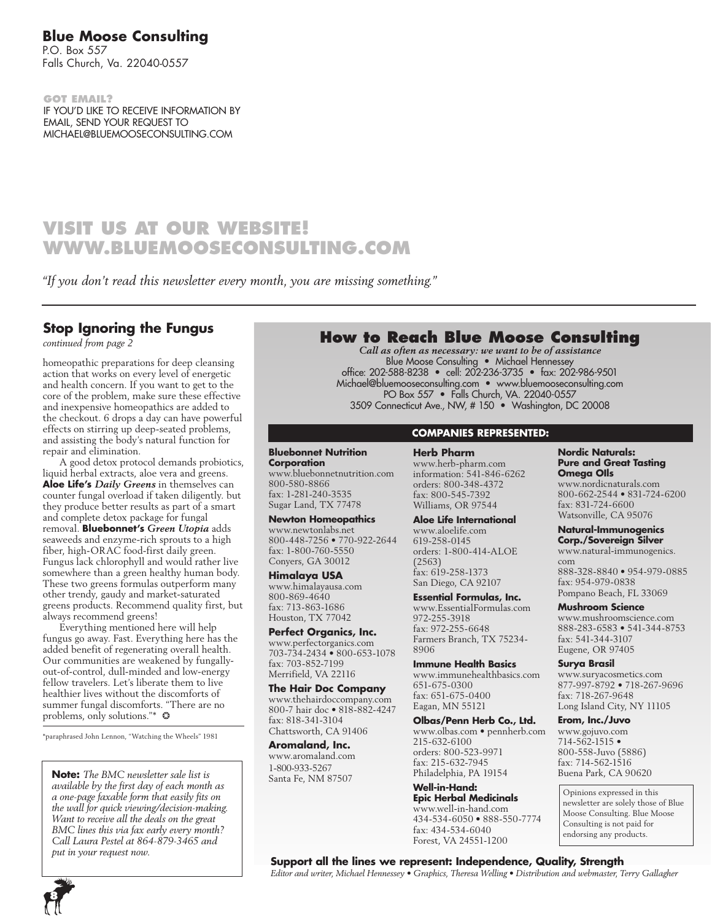**Blue Moose Consulting**
P.O. Box 557
Falls Church, Va. 22040-0557

**GOT EMAIL?**
IF YOU'D LIKE TO RECEIVE INFORMATION BY EMAIL, SEND YOUR REQUEST TO MICHAEL@BLUEMOOSECONSULTING.COM

## VISIT US AT OUR WEBSITE! WWW.BLUEMOOSECONSULTING.COM

*"If you don't read this newsletter every month, you are missing something."*

## Stop Ignoring the Fungus

*continued from page 2*

homeopathic preparations for deep cleansing action that works on every level of energetic and health concern. If you want to get to the core of the problem, make sure these effective and inexpensive homeopathics are added to the checkout. 6 drops a day can have powerful effects on stirring up deep-seated problems, and assisting the body's natural function for repair and elimination.

A good detox protocol demands probiotics, liquid herbal extracts, aloe vera and greens. **Aloe Life's** ***Daily Greens*** in themselves can counter fungal overload if taken diligently. but they produce better results as part of a smart and complete detox package for fungal removal. **Bluebonnet's** ***Green Utopia*** adds seaweeds and enzyme-rich sprouts to a high fiber, high-ORAC food-first daily green. Fungus lack chlorophyll and would rather live somewhere than a green healthy human body. These two greens formulas outperform many other trendy, gaudy and market-saturated greens products. Recommend quality first, but always recommend greens!

Everything mentioned here will help fungus go away. Fast. Everything here has the added benefit of regenerating overall health. Our communities are weakened by fungally-out-of-control, dull-minded and low-energy fellow travelers. Let's liberate them to live healthier lives without the discomforts of summer fungal discomforts. "There are no problems, only solutions."* ✪

*paraphrased John Lennon, "Watching the Wheels" 1981

**Note:** *The BMC newsletter sale list is available by the first day of each month as a one-page faxable form that easily fits on the wall for quick viewing/decision-making. Want to receive all the deals on the great BMC lines this via fax early every month? Call Laura Pestel at 864-879-3465 and put in your request now.*

## How to Reach Blue Moose Consulting

***Call as often as necessary: we want to be of assistance***
Blue Moose Consulting • Michael Hennessey
office: 202-588-8238 • cell: 202-236-3735 • fax: 202-986-9501
Michael@bluemooseconsulting.com • www.bluemooseconsulting.com
PO Box 557 • Falls Church, VA. 22040-0557
3509 Connecticut Ave., NW, # 150 • Washington, DC 20008

### COMPANIES REPRESENTED:

**Bluebonnet Nutrition Corporation**
www.bluebonnetnutrition.com
800-580-8866
fax: 1-281-240-3535
Sugar Land, TX 77478

**Newton Homeopathics**
www.newtonlabs.net
800-448-7256 • 770-922-2644
fax: 1-800-760-5550
Conyers, GA 30012

**Himalaya USA**
www.himalayausa.com
800-869-4640
fax: 713-863-1686
Houston, TX 77042

**Perfect Organics, Inc.**
www.perfectorganics.com
703-734-2434 • 800-653-1078
fax: 703-852-7199
Merrifield, VA 22116

**The Hair Doc Company**
www.thehairdoccompany.com
800-7 hair doc • 818-882-4247
fax: 818-341-3104
Chattsworth, CA 91406

**Aromaland, Inc.**
www.aromaland.com
1-800-933-5267
Santa Fe, NM 87507

**Herb Pharm**
www.herb-pharm.com
information: 541-846-6262
orders: 800-348-4372
fax: 800-545-7392
Williams, OR 97544

**Aloe Life International**
www.aloelife.com
619-258-0145
orders: 1-800-414-ALOE (2563)
fax: 619-258-1373
San Diego, CA 92107

**Essential Formulas, Inc.**
www.EssentialFormulas.com
972-255-3918
fax: 972-255-6648
Farmers Branch, TX 75234-8906

**Immune Health Basics**
www.immunehealthbasics.com
651-675-0300
fax: 651-675-0400
Eagan, MN 55121

**Olbas/Penn Herb Co., Ltd.**
www.olbas.com • pennherb.com
215-632-6100
orders: 800-523-9971
fax: 215-632-7945
Philadelphia, PA 19154

**Well-in-Hand: Epic Herbal Medicinals**
www.well-in-hand.com
434-534-6050 • 888-550-7774
fax: 434-534-6040
Forest, VA 24551-1200

**Nordic Naturals: Pure and Great Tasting Omega OIls**
www.nordicnaturals.com
800-662-2544 • 831-724-6200
fax: 831-724-6600
Watsonville, CA 95076

**Natural-Immunogenics Corp./Sovereign Silver**
www.natural-immunogenics.com
888-328-8840 • 954-979-0885
fax: 954-979-0838
Pompano Beach, FL 33069

**Mushroom Science**
www.mushroomscience.com
888-283-6583 • 541-344-8753
fax: 541-344-3107
Eugene, OR 97405

**Surya Brasil**
www.suryacosmetics.com
877-997-8792 • 718-267-9696
fax: 718-267-9648
Long Island City, NY 11105

**Erom, Inc./Juvo**
www.gojuvo.com
714-562-1515 •
800-558-Juvo (5886)
fax: 714-562-1516
Buena Park, CA 90620

Opinions expressed in this newsletter are solely those of Blue Moose Consulting. Blue Moose Consulting is not paid for endorsing any products.

**Support all the lines we represent: Independence, Quality, Strength**

*Editor and writer, Michael Hennessey • Graphics, Theresa Welling • Distribution and webmaster, Terry Gallagher*